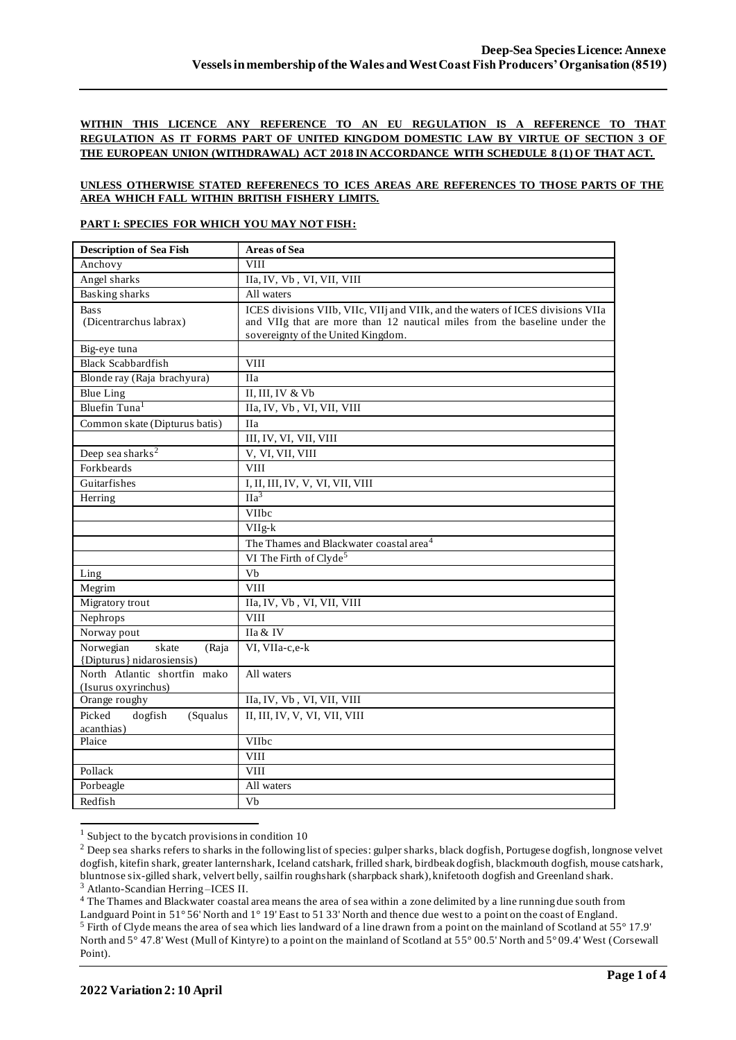**WITHIN THIS LICENCE ANY REFERENCE TO AN EU REGULATION IS A REFERENCE TO THAT REGULATION AS IT FORMS PART OF UNITED KINGDOM DOMESTIC LAW BY VIRTUE OF SECTION 3 OF THE EUROPEAN UNION (WITHDRAWAL) ACT 2018 IN ACCORDANCE WITH SCHEDULE 8 (1) OF THAT ACT.**

**UNLESS OTHERWISE STATED REFERENECS TO ICES AREAS ARE REFERENCES TO THOSE PARTS OF THE AREA WHICH FALL WITHIN BRITISH FISHERY LIMITS.**

**PART I: SPECIES FOR WHICH YOU MAY NOT FISH:**

| Description of Sea Fish | Areas of Sea |
|---|---|
| Anchovy | VIII |
| Angel sharks | IIa, IV, Vb , VI, VII, VIII |
| Basking sharks | All waters |
| Bass (Dicentrarchus labrax) | ICES divisions VIIb, VIIc, VIIj and VIIk, and the waters of ICES divisions VIIa and VIIg that are more than 12 nautical miles from the baseline under the sovereignty of the United Kingdom. |
| Big-eye tuna | |
| Black Scabbardfish | VIII |
| Blonde ray (Raja brachyura) | IIa |
| Blue Ling | II, III, IV & Vb |
| Bluefin Tuna[1] | IIa, IV, Vb , VI, VII, VIII |
| Common skate (Dipturus batis) | IIa |
| | III, IV, VI, VII, VIII |
| Deep sea sharks[2] | V, VI, VII, VIII |
| Forkbeards | VIII |
| Guitarfishes | I, II, III, IV, V, VI, VII, VIII |
| Herring | IIa[3] |
| | VIIbc |
| | VIIg-k |
| | The Thames and Blackwater coastal area[4] |
| | VI The Firth of Clyde[5] |
| Ling | Vb |
| Megrim | VIII |
| Migratory trout | IIa, IV, Vb , VI, VII, VIII |
| Nephrops | VIII |
| Norway pout | IIa & IV |
| Norwegian skate (Raja {Dipturus} nidarosiensis) | VI, VIIa-c,e-k |
| North Atlantic shortfin mako (Isurus oxyrinchus) | All waters |
| Orange roughy | IIa, IV, Vb , VI, VII, VIII |
| Picked dogfish (Squalus acanthias) | II, III, IV, V, VI, VII, VIII |
| Plaice | VIIbc |
| | VIII |
| Pollack | VIII |
| Porbeagle | All waters |
| Redfish | Vb |

[1] Subject to the bycatch provisions in condition 10

[2] Deep sea sharks refers to sharks in the following list of species: gulper sharks, black dogfish, Portugese dogfish, longnose velvet dogfish, kitefin shark, greater lanternshark, Iceland catshark, frilled shark, birdbeak dogfish, blackmouth dogfish, mouse catshark, bluntnose six-gilled shark, velvert belly, sailfin roughshark (sharpback shark), knifetooth dogfish and Greenland shark.

[3] Atlanto-Scandian Herring –ICES II.

[4] The Thames and Blackwater coastal area means the area of sea within a zone delimited by a line running due south from Landguard Point in 51° 56' North and 1° 19' East to 51 33' North and thence due west to a point on the coast of England.

[5] Firth of Clyde means the area of sea which lies landward of a line drawn from a point on the mainland of Scotland at 55° 17.9' North and 5° 47.8' West (Mull of Kintyre) to a point on the mainland of Scotland at 55° 00.5' North and 5° 09.4' West (Corsewall Point).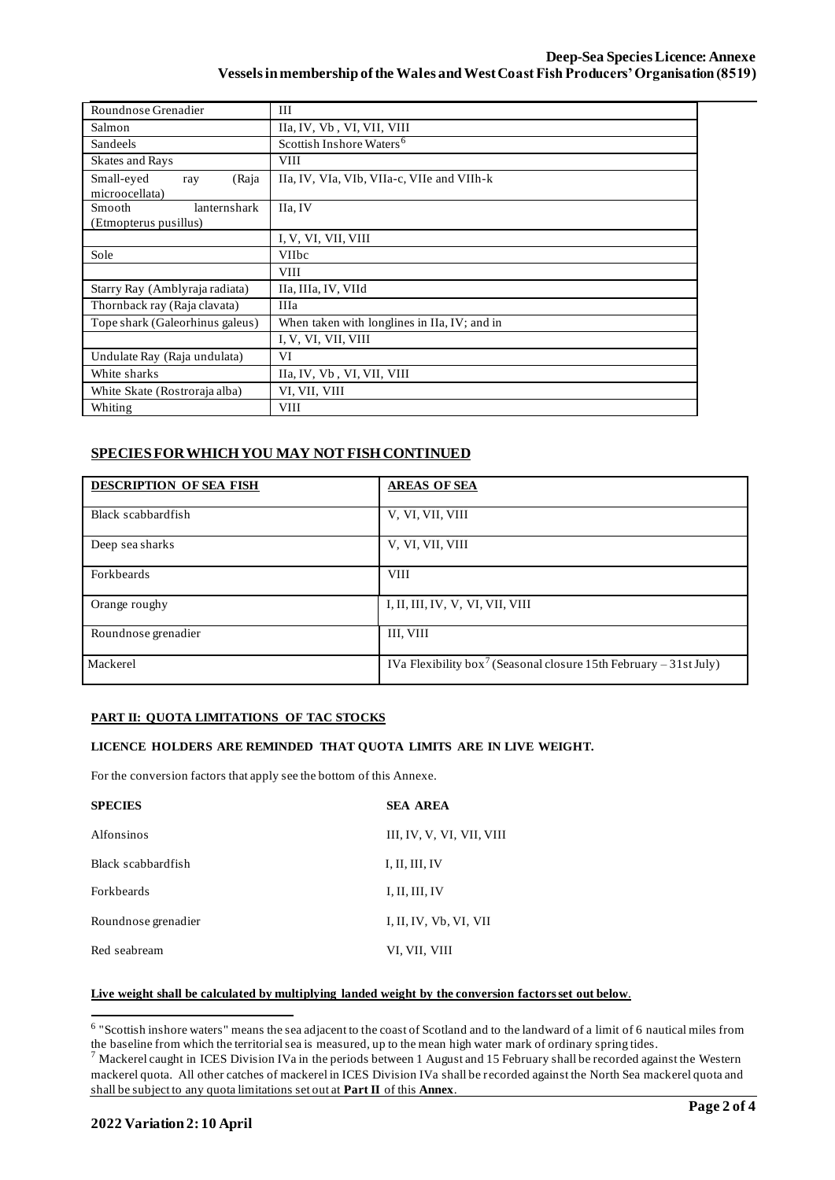| | |
|---|---|
| Roundnose Grenadier | III |
| Salmon | IIa, IV, Vb , VI, VII, VIII |
| Sandeels | Scottish Inshore Waters[6] |
| Skates and Rays | VIII |
| Small-eyed ray (Raja microocellata) | IIa, IV, VIa, VIb, VIIa-c, VIIe and VIIh-k |
| Smooth lanternshark (Etmopterus pusillus) | IIa, IV |
| | I, V, VI, VII, VIII |
| Sole | VIIbc |
| | VIII |
| Starry Ray (Amblyraja radiata) | IIa, IIIa, IV, VIId |
| Thornback ray (Raja clavata) | IIIa |
| Tope shark (Galeorhinus galeus) | When taken with longlines in IIa, IV; and in |
| | I, V, VI, VII, VIII |
| Undulate Ray (Raja undulata) | VI |
| White sharks | IIa, IV, Vb , VI, VII, VIII |
| White Skate (Rostroraja alba) | VI, VII, VIII |
| Whiting | VIII |

## SPECIES FOR WHICH YOU MAY NOT FISH CONTINUED

| DESCRIPTION OF SEA FISH | AREAS OF SEA |
|---|---|
| Black scabbardfish | V, VI, VII, VIII |
| Deep sea sharks | V, VI, VII, VIII |
| Forkbeards | VIII |
| Orange roughy | I, II, III, IV, V, VI, VII, VIII |
| Roundnose grenadier | III, VIII |
| Mackerel | IVa Flexibility box[7] (Seasonal closure 15th February – 31st July) |

### PART II: QUOTA LIMITATIONS OF TAC STOCKS

**LICENCE HOLDERS ARE REMINDED THAT QUOTA LIMITS ARE IN LIVE WEIGHT.**

For the conversion factors that apply see the bottom of this Annexe.

| SPECIES | SEA AREA |
|---|---|
| Alfonsinos | III, IV, V, VI, VII, VIII |
| Black scabbardfish | I, II, III, IV |
| Forkbeards | I, II, III, IV |
| Roundnose grenadier | I, II, IV, Vb, VI, VII |
| Red seabream | VI, VII, VIII |

**Live weight shall be calculated by multiplying landed weight by the conversion factors set out below**.

[6] "Scottish inshore waters" means the sea adjacent to the coast of Scotland and to the landward of a limit of 6 nautical miles from the baseline from which the territorial sea is measured, up to the mean high water mark of ordinary spring tides.

[7] Mackerel caught in ICES Division IVa in the periods between 1 August and 15 February shall be recorded against the Western mackerel quota. All other catches of mackerel in ICES Division IVa shall be recorded against the North Sea mackerel quota and shall be subject to any quota limitations set out at **Part II** of this **Annex**.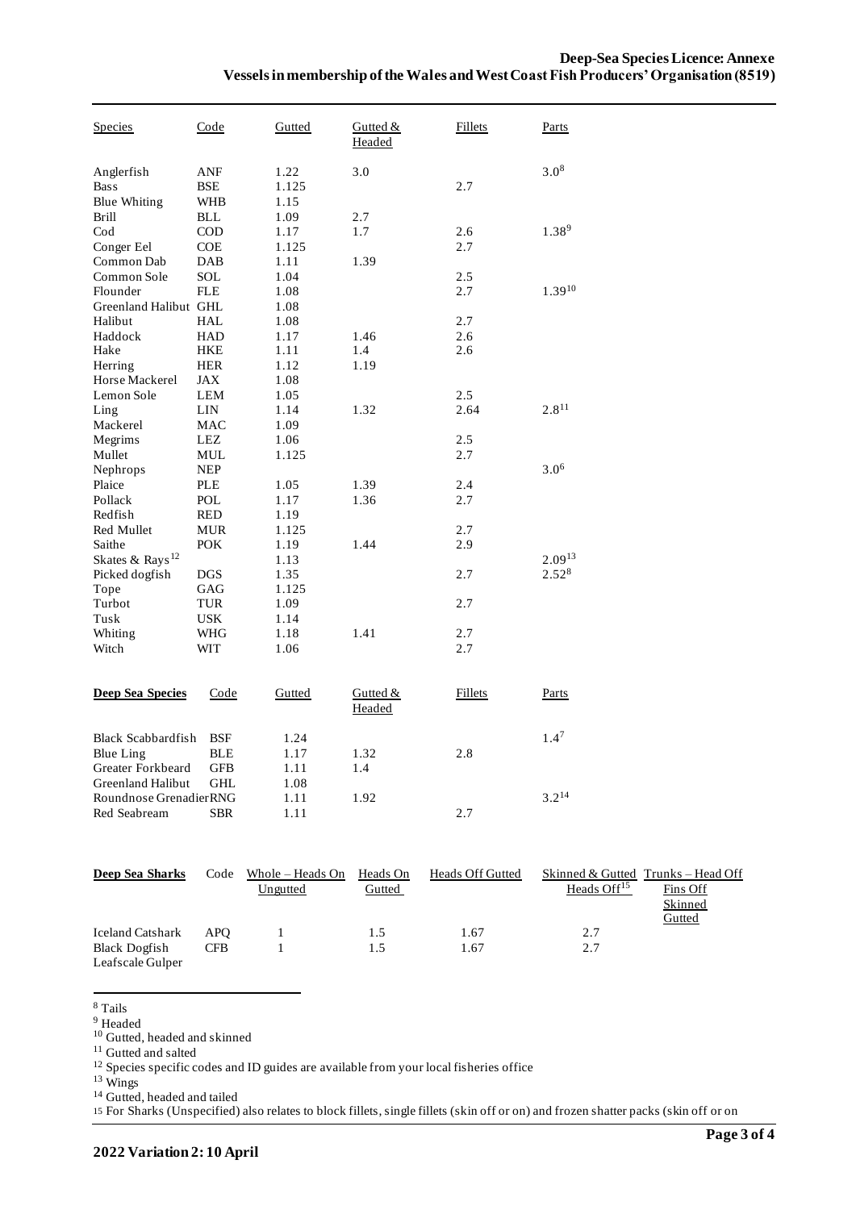| Species | Code | Gutted | Gutted & Headed | Fillets | Parts |
|---|---|---|---|---|---|
| Anglerfish | ANF | 1.22 | 3.0 | | 3.0[8] |
| Bass | BSE | 1.125 | | 2.7 | |
| Blue Whiting | WHB | 1.15 | | | |
| Brill | BLL | 1.09 | 2.7 | | |
| Cod | COD | 1.17 | 1.7 | 2.6 | 1.38[9] |
| Conger Eel | COE | 1.125 | | 2.7 | |
| Common Dab | DAB | 1.11 | 1.39 | | |
| Common Sole | SOL | 1.04 | | 2.5 | |
| Flounder | FLE | 1.08 | | 2.7 | 1.39[10] |
| Greenland Halibut | GHL | 1.08 | | | |
| Halibut | HAL | 1.08 | | 2.7 | |
| Haddock | HAD | 1.17 | 1.46 | 2.6 | |
| Hake | HKE | 1.11 | 1.4 | 2.6 | |
| Herring | HER | 1.12 | 1.19 | | |
| Horse Mackerel | JAX | 1.08 | | | |
| Lemon Sole | LEM | 1.05 | | 2.5 | |
| Ling | LIN | 1.14 | 1.32 | 2.64 | 2.8[11] |
| Mackerel | MAC | 1.09 | | | |
| Megrims | LEZ | 1.06 | | 2.5 | |
| Mullet | MUL | 1.125 | | 2.7 | |
| Nephrops | NEP | | | | 3.0[6] |
| Plaice | PLE | 1.05 | 1.39 | 2.4 | |
| Pollack | POL | 1.17 | 1.36 | 2.7 | |
| Redfish | RED | 1.19 | | | |
| Red Mullet | MUR | 1.125 | | 2.7 | |
| Saithe | POK | 1.19 | 1.44 | 2.9 | |
| Skates & Rays[12] | | 1.13 | | | 2.09[13] |
| Picked dogfish | DGS | 1.35 | | 2.7 | 2.52[8] |
| Tope | GAG | 1.125 | | | |
| Turbot | TUR | 1.09 | | 2.7 | |
| Tusk | USK | 1.14 | | | |
| Whiting | WHG | 1.18 | 1.41 | 2.7 | |
| Witch | WIT | 1.06 | | 2.7 | |

| **Deep Sea Species** | Code | Gutted | Gutted & Headed | Fillets | Parts |
|---|---|---|---|---|---|
| Black Scabbardfish | BSF | 1.24 | | | 1.4[7] |
| Blue Ling | BLE | 1.17 | 1.32 | 2.8 | |
| Greater Forkbeard | GFB | 1.11 | 1.4 | | |
| Greenland Halibut | GHL | 1.08 | | | |
| Roundnose Grenadier | RNG | 1.11 | 1.92 | | 3.2[14] |
| Red Seabream | SBR | 1.11 | | 2.7 | |

| **Deep Sea Sharks** | Code | Whole – Heads On Ungutted | Heads On Gutted | Heads Off Gutted | Skinned & Gutted Heads Off[15] | Trunks – Head Off Fins Off Skinned Gutted |
|---|---|---|---|---|---|---|
| Iceland Catshark | APQ | 1 | 1.5 | 1.67 | 2.7 | |
| Black Dogfish | CFB | 1 | 1.5 | 1.67 | 2.7 | |
| Leafscale Gulper | | | | | | |

---

[8] Tails

[9] Headed

[10] Gutted, headed and skinned

[11] Gutted and salted

[12] Species specific codes and ID guides are available from your local fisheries office

[13] Wings

[14] Gutted, headed and tailed

[15] For Sharks (Unspecified) also relates to block fillets, single fillets (skin off or on) and frozen shatter packs (skin off or on

2022 Variation 2: 10 April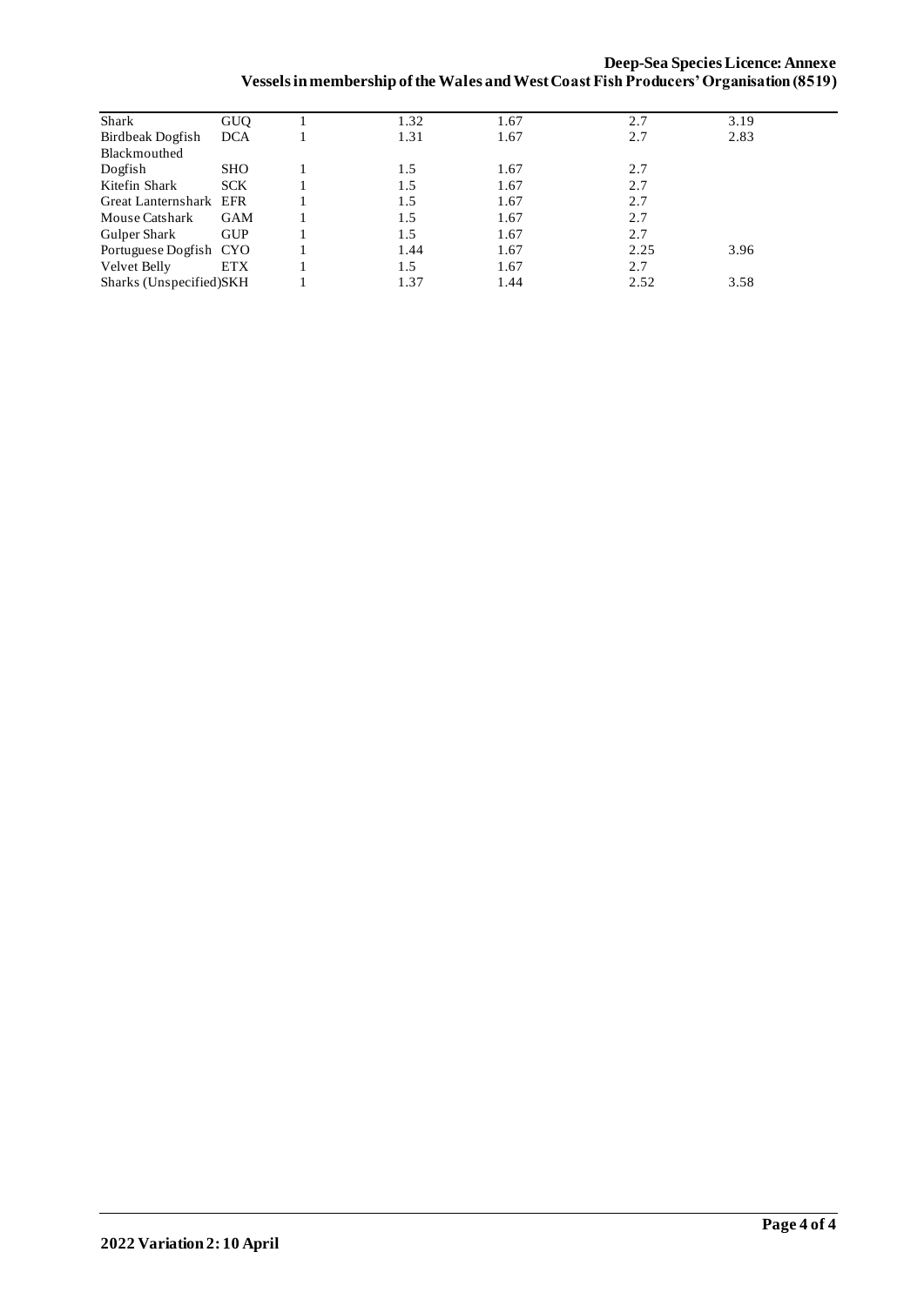| | | | | | | |
|---|---|---|---|---|---|---|
| Shark | GUQ | 1 | 1.32 | 1.67 | 2.7 | 3.19 |
| Birdbeak Dogfish | DCA | 1 | 1.31 | 1.67 | 2.7 | 2.83 |
| Blackmouthed Dogfish | SHO | 1 | 1.5 | 1.67 | 2.7 | |
| Kitefin Shark | SCK | 1 | 1.5 | 1.67 | 2.7 | |
| Great Lanternshark | EFR | 1 | 1.5 | 1.67 | 2.7 | |
| Mouse Catshark | GAM | 1 | 1.5 | 1.67 | 2.7 | |
| Gulper Shark | GUP | 1 | 1.5 | 1.67 | 2.7 | |
| Portuguese Dogfish | CYO | 1 | 1.44 | 1.67 | 2.25 | 3.96 |
| Velvet Belly | ETX | 1 | 1.5 | 1.67 | 2.7 | |
| Sharks (Unspecified) | SKH | 1 | 1.37 | 1.44 | 2.52 | 3.58 |